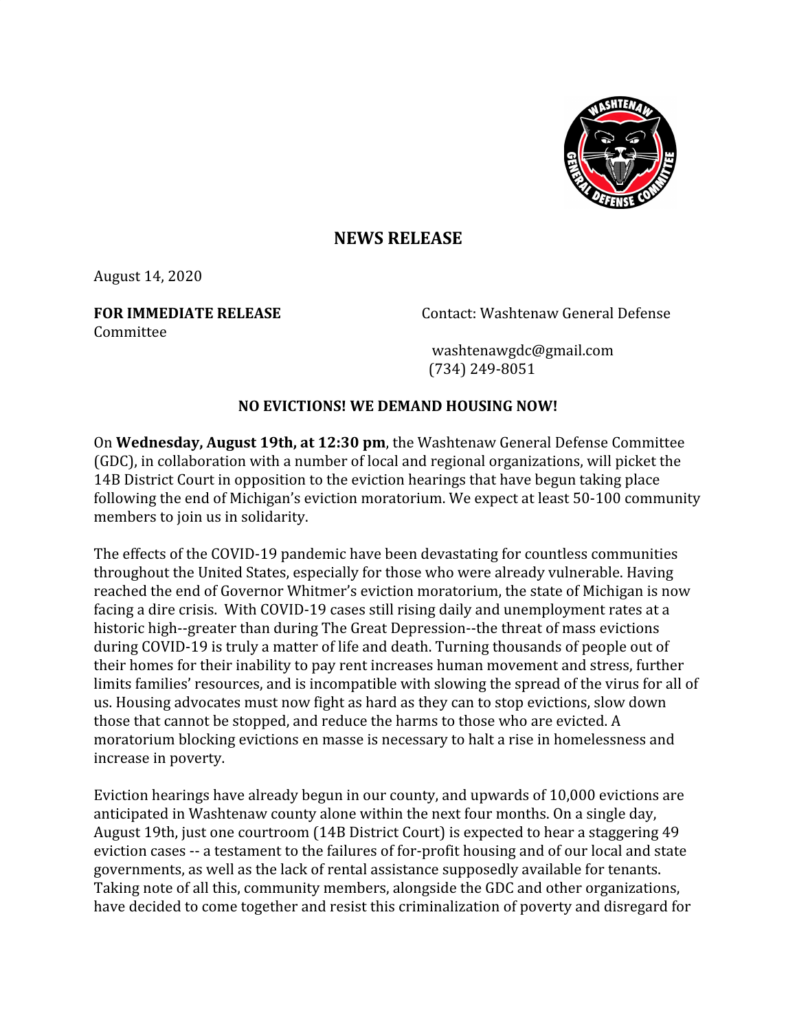## NEWS RELEASE

August 14, 2020

**FOR IMMEDIATE RELEASE**

Contact: Washtenaw General Defense Committee

washtenawgdc@gmail.com
(734) 249-8051

### NO EVICTIONS! WE DEMAND HOUSING NOW!

On **Wednesday, August 19th, at 12:30 pm**, the Washtenaw General Defense Committee (GDC), in collaboration with a number of local and regional organizations, will picket the 14B District Court in opposition to the eviction hearings that have begun taking place following the end of Michigan's eviction moratorium. We expect at least 50-100 community members to join us in solidarity.

The effects of the COVID-19 pandemic have been devastating for countless communities throughout the United States, especially for those who were already vulnerable. Having reached the end of Governor Whitmer's eviction moratorium, the state of Michigan is now facing a dire crisis. With COVID-19 cases still rising daily and unemployment rates at a historic high--greater than during The Great Depression--the threat of mass evictions during COVID-19 is truly a matter of life and death. Turning thousands of people out of their homes for their inability to pay rent increases human movement and stress, further limits families' resources, and is incompatible with slowing the spread of the virus for all of us. Housing advocates must now fight as hard as they can to stop evictions, slow down those that cannot be stopped, and reduce the harms to those who are evicted. A moratorium blocking evictions en masse is necessary to halt a rise in homelessness and increase in poverty.

Eviction hearings have already begun in our county, and upwards of 10,000 evictions are anticipated in Washtenaw county alone within the next four months. On a single day, August 19th, just one courtroom (14B District Court) is expected to hear a staggering 49 eviction cases -- a testament to the failures of for-profit housing and of our local and state governments, as well as the lack of rental assistance supposedly available for tenants. Taking note of all this, community members, alongside the GDC and other organizations, have decided to come together and resist this criminalization of poverty and disregard for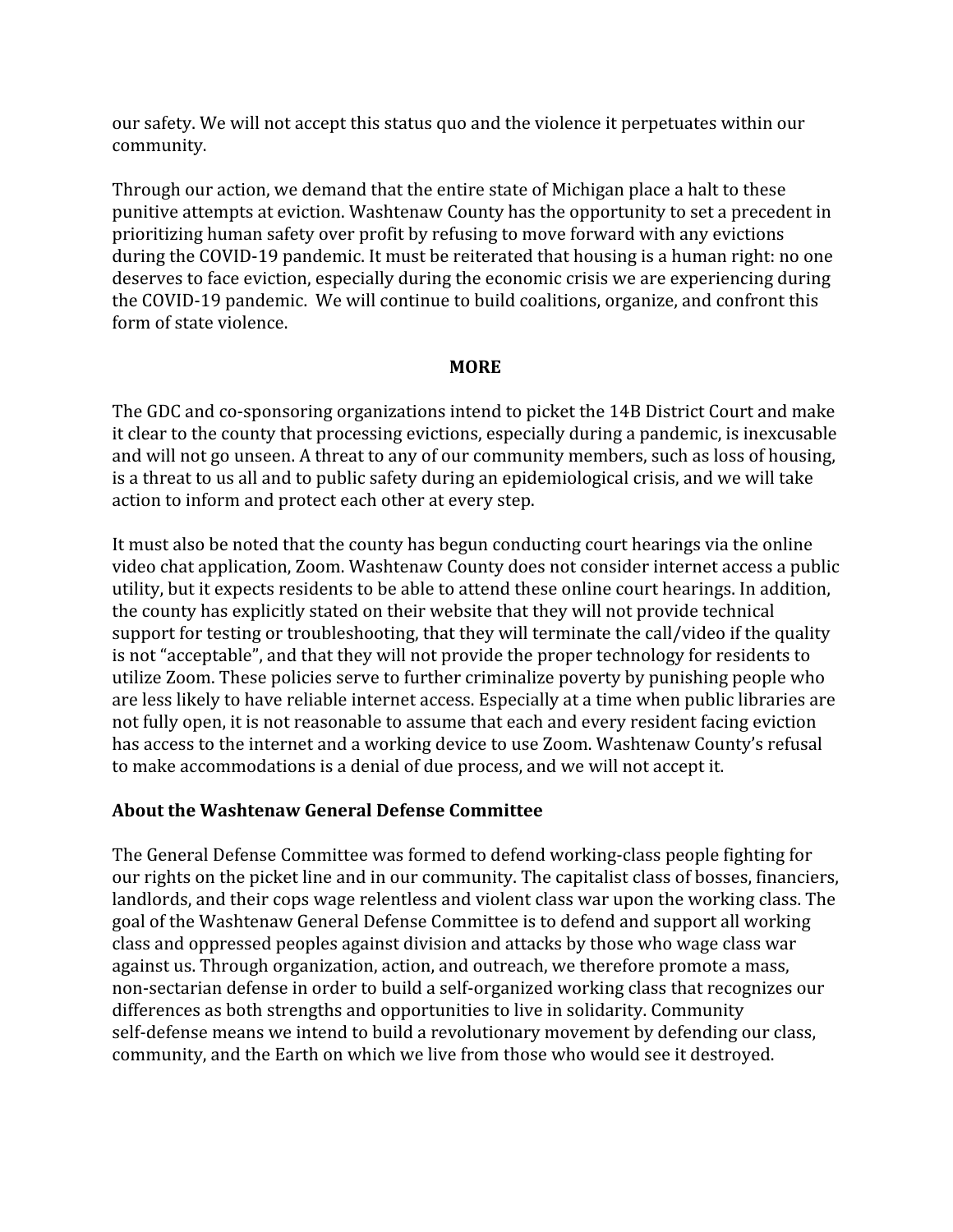our safety. We will not accept this status quo and the violence it perpetuates within our community.

Through our action, we demand that the entire state of Michigan place a halt to these punitive attempts at eviction. Washtenaw County has the opportunity to set a precedent in prioritizing human safety over profit by refusing to move forward with any evictions during the COVID-19 pandemic. It must be reiterated that housing is a human right: no one deserves to face eviction, especially during the economic crisis we are experiencing during the COVID-19 pandemic. We will continue to build coalitions, organize, and confront this form of state violence.

**MORE**

The GDC and co-sponsoring organizations intend to picket the 14B District Court and make it clear to the county that processing evictions, especially during a pandemic, is inexcusable and will not go unseen. A threat to any of our community members, such as loss of housing, is a threat to us all and to public safety during an epidemiological crisis, and we will take action to inform and protect each other at every step.

It must also be noted that the county has begun conducting court hearings via the online video chat application, Zoom. Washtenaw County does not consider internet access a public utility, but it expects residents to be able to attend these online court hearings. In addition, the county has explicitly stated on their website that they will not provide technical support for testing or troubleshooting, that they will terminate the call/video if the quality is not "acceptable", and that they will not provide the proper technology for residents to utilize Zoom. These policies serve to further criminalize poverty by punishing people who are less likely to have reliable internet access. Especially at a time when public libraries are not fully open, it is not reasonable to assume that each and every resident facing eviction has access to the internet and a working device to use Zoom. Washtenaw County's refusal to make accommodations is a denial of due process, and we will not accept it.

### About the Washtenaw General Defense Committee

The General Defense Committee was formed to defend working-class people fighting for our rights on the picket line and in our community. The capitalist class of bosses, financiers, landlords, and their cops wage relentless and violent class war upon the working class. The goal of the Washtenaw General Defense Committee is to defend and support all working class and oppressed peoples against division and attacks by those who wage class war against us. Through organization, action, and outreach, we therefore promote a mass, non-sectarian defense in order to build a self-organized working class that recognizes our differences as both strengths and opportunities to live in solidarity. Community self-defense means we intend to build a revolutionary movement by defending our class, community, and the Earth on which we live from those who would see it destroyed.